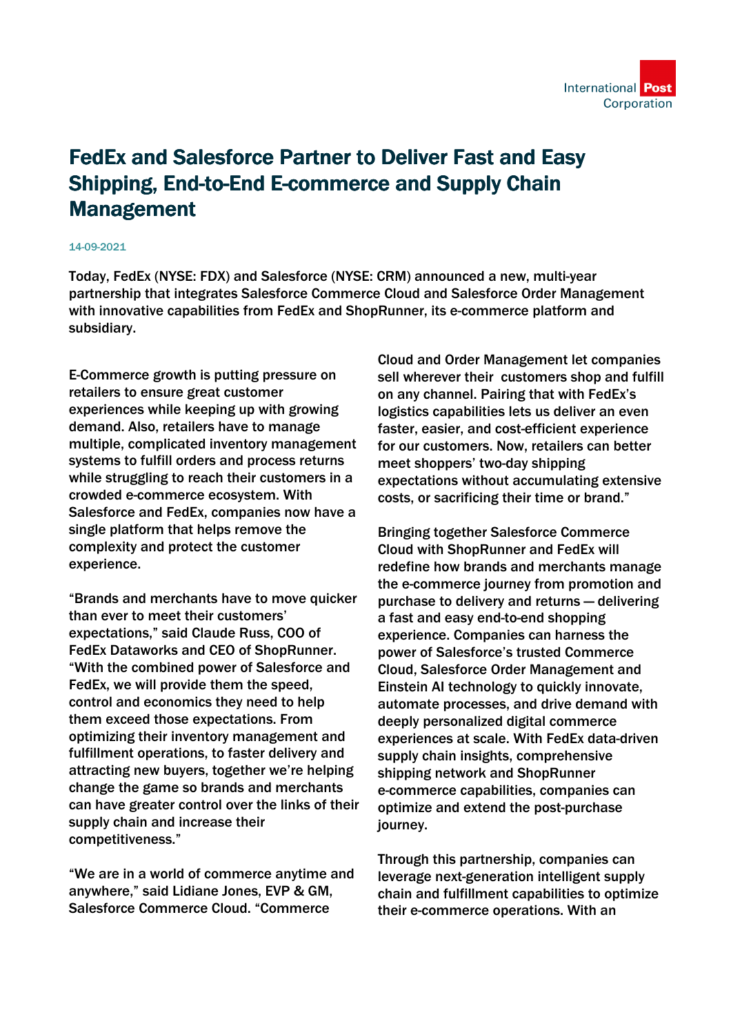# FedEx and Salesforce Partner to Deliver Fast and Easy Shipping, End-to-End E-commerce and Supply Chain Management

14-09-2021

**Today, FedEx (NYSE: FDX) and Salesforce (NYSE: CRM) announced a new, multi-year partnership that integrates Salesforce Commerce Cloud and Salesforce Order Management with innovative capabilities from FedEx and ShopRunner, its e-commerce platform and subsidiary.**

E-Commerce growth is putting pressure on retailers to ensure great customer experiences while keeping up with growing demand. Also, retailers have to manage multiple, complicated inventory management systems to fulfill orders and process returns while struggling to reach their customers in a crowded e-commerce ecosystem. With Salesforce and FedEx, companies now have a single platform that helps remove the complexity and protect the customer experience.

"Brands and merchants have to move quicker than ever to meet their customers' expectations," said Claude Russ, COO of FedEx Dataworks and CEO of ShopRunner. "With the combined power of Salesforce and FedEx, we will provide them the speed, control and economics they need to help them exceed those expectations. From optimizing their inventory management and fulfillment operations, to faster delivery and attracting new buyers, together we're helping change the game so brands and merchants can have greater control over the links of their supply chain and increase their competitiveness."

"We are in a world of commerce anytime and anywhere," said Lidiane Jones, EVP & GM, Salesforce Commerce Cloud. "Commerce Cloud and Order Management let companies sell wherever their customers shop and fulfill on any channel. Pairing that with FedEx's logistics capabilities lets us deliver an even faster, easier, and cost-efficient experience for our customers. Now, retailers can better meet shoppers' two-day shipping expectations without accumulating extensive costs, or sacrificing their time or brand."

Bringing together Salesforce Commerce Cloud with ShopRunner and FedEx will redefine how brands and merchants manage the e-commerce journey from promotion and purchase to delivery and returns — delivering a fast and easy end-to-end shopping experience. Companies can harness the power of Salesforce's trusted Commerce Cloud, Salesforce Order Management and Einstein AI technology to quickly innovate, automate processes, and drive demand with deeply personalized digital commerce experiences at scale. With FedEx data-driven supply chain insights, comprehensive shipping network and ShopRunner e-commerce capabilities, companies can optimize and extend the post-purchase journey.

Through this partnership, companies can leverage next-generation intelligent supply chain and fulfillment capabilities to optimize their e-commerce operations. With an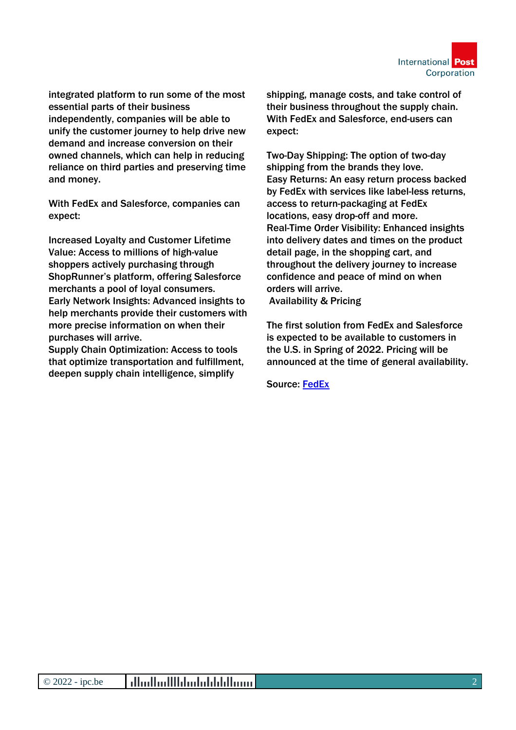integrated platform to run some of the most essential parts of their business independently, companies will be able to unify the customer journey to help drive new demand and increase conversion on their owned channels, which can help in reducing reliance on third parties and preserving time and money.

With FedEx and Salesforce, companies can expect:

Increased Loyalty and Customer Lifetime Value: Access to millions of high-value shoppers actively purchasing through ShopRunner's platform, offering Salesforce merchants a pool of loyal consumers.
Early Network Insights: Advanced insights to help merchants provide their customers with more precise information on when their purchases will arrive.
Supply Chain Optimization: Access to tools that optimize transportation and fulfillment, deepen supply chain intelligence, simplify shipping, manage costs, and take control of their business throughout the supply chain.
With FedEx and Salesforce, end-users can expect:

Two-Day Shipping: The option of two-day shipping from the brands they love.
Easy Returns: An easy return process backed by FedEx with services like label-less returns, access to return-packaging at FedEx locations, easy drop-off and more.
Real-Time Order Visibility: Enhanced insights into delivery dates and times on the product detail page, in the shopping cart, and throughout the delivery journey to increase confidence and peace of mind on when orders will arrive.
Availability & Pricing

The first solution from FedEx and Salesforce is expected to be available to customers in the U.S. in Spring of 2022. Pricing will be announced at the time of general availability.

Source: FedEx